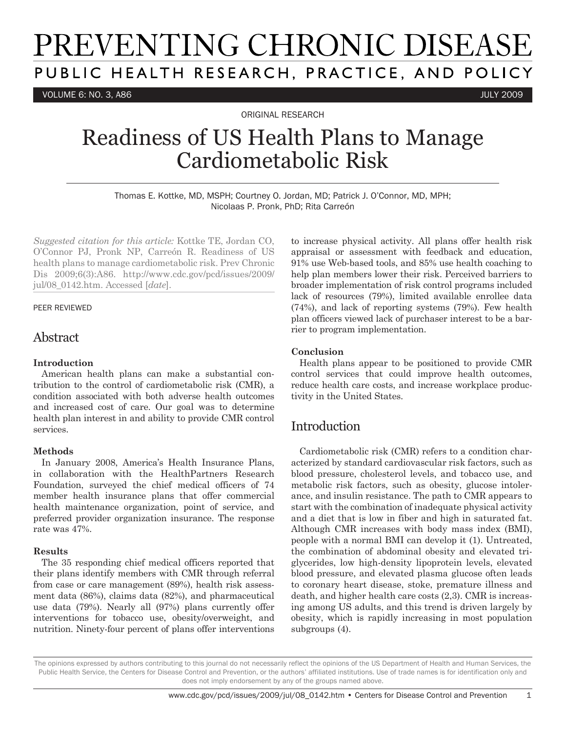# PREVENTING CHRONIC DISEASE

PUBLIC HEALTH RESEARCH, PRACTICE, AND POLICY

ORIGINAL RESEARCH

# Readiness of US Health Plans to Manage Cardiometabolic Risk

Thomas E. Kottke, MD, MSPH; Courtney O. Jordan, MD; Patrick J. O'Connor, MD, MPH; Nicolaas P. Pronk, PhD; Rita Carreón

*Suggested citation for this article:* Kottke TE, Jordan CO, O'Connor PJ, Pronk NP, Carreón R. Readiness of US health plans to manage cardiometabolic risk. Prev Chronic Dis 2009;6(3):A86. http://www.cdc.gov/pcd/issues/2009/jul/08_0142.htm. Accessed [*date*].

PEER REVIEWED

## Abstract

### Introduction

American health plans can make a substantial contribution to the control of cardiometabolic risk (CMR), a condition associated with both adverse health outcomes and increased cost of care. Our goal was to determine health plan interest in and ability to provide CMR control services.

### Methods

In January 2008, America's Health Insurance Plans, in collaboration with the HealthPartners Research Foundation, surveyed the chief medical officers of 74 member health insurance plans that offer commercial health maintenance organization, point of service, and preferred provider organization insurance. The response rate was 47%.

### Results

The 35 responding chief medical officers reported that their plans identify members with CMR through referral from case or care management (89%), health risk assessment data (86%), claims data (82%), and pharmaceutical use data (79%). Nearly all (97%) plans currently offer interventions for tobacco use, obesity/overweight, and nutrition. Ninety-four percent of plans offer interventions to increase physical activity. All plans offer health risk appraisal or assessment with feedback and education, 91% use Web-based tools, and 85% use health coaching to help plan members lower their risk. Perceived barriers to broader implementation of risk control programs included lack of resources (79%), limited available enrollee data (74%), and lack of reporting systems (79%). Few health plan officers viewed lack of purchaser interest to be a barrier to program implementation.

### Conclusion

Health plans appear to be positioned to provide CMR control services that could improve health outcomes, reduce health care costs, and increase workplace productivity in the United States.

## Introduction

Cardiometabolic risk (CMR) refers to a condition characterized by standard cardiovascular risk factors, such as blood pressure, cholesterol levels, and tobacco use, and metabolic risk factors, such as obesity, glucose intolerance, and insulin resistance. The path to CMR appears to start with the combination of inadequate physical activity and a diet that is low in fiber and high in saturated fat. Although CMR increases with body mass index (BMI), people with a normal BMI can develop it (1). Untreated, the combination of abdominal obesity and elevated triglycerides, low high-density lipoprotein levels, elevated blood pressure, and elevated plasma glucose often leads to coronary heart disease, stoke, premature illness and death, and higher health care costs (2,3). CMR is increasing among US adults, and this trend is driven largely by obesity, which is rapidly increasing in most population subgroups (4).

The opinions expressed by authors contributing to this journal do not necessarily reflect the opinions of the US Department of Health and Human Services, the Public Health Service, the Centers for Disease Control and Prevention, or the authors' affiliated institutions. Use of trade names is for identification only and does not imply endorsement by any of the groups named above.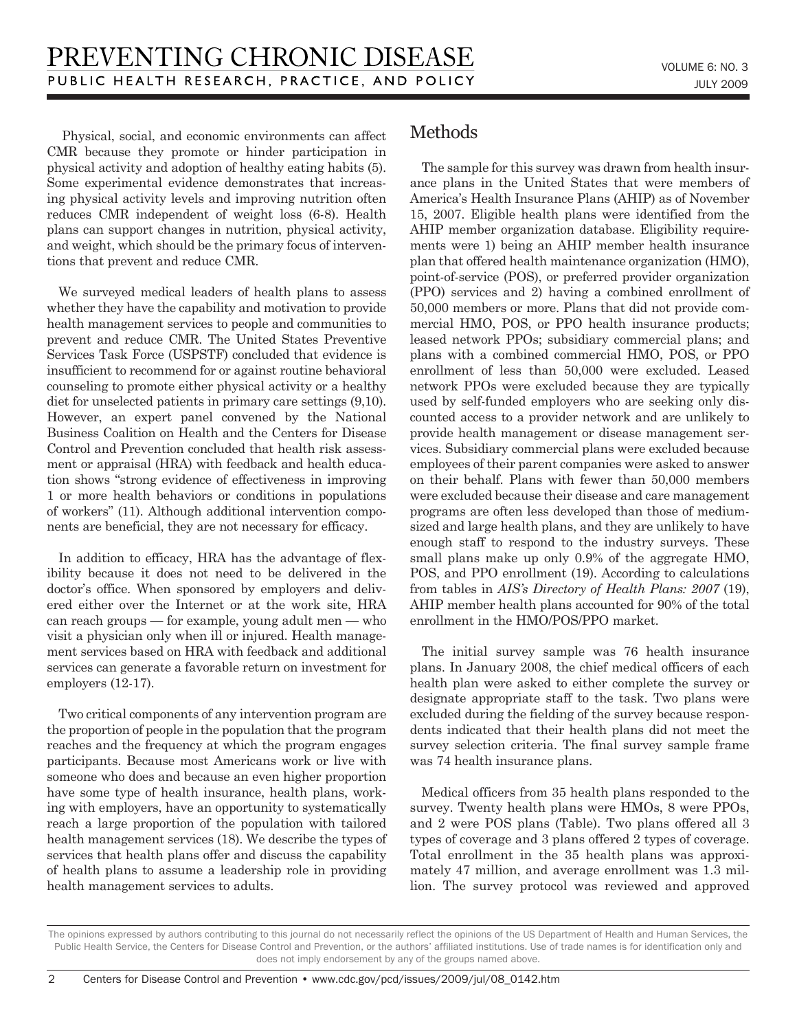Physical, social, and economic environments can affect CMR because they promote or hinder participation in physical activity and adoption of healthy eating habits (5). Some experimental evidence demonstrates that increasing physical activity levels and improving nutrition often reduces CMR independent of weight loss (6-8). Health plans can support changes in nutrition, physical activity, and weight, which should be the primary focus of interventions that prevent and reduce CMR.

We surveyed medical leaders of health plans to assess whether they have the capability and motivation to provide health management services to people and communities to prevent and reduce CMR. The United States Preventive Services Task Force (USPSTF) concluded that evidence is insufficient to recommend for or against routine behavioral counseling to promote either physical activity or a healthy diet for unselected patients in primary care settings (9,10). However, an expert panel convened by the National Business Coalition on Health and the Centers for Disease Control and Prevention concluded that health risk assessment or appraisal (HRA) with feedback and health education shows "strong evidence of effectiveness in improving 1 or more health behaviors or conditions in populations of workers" (11). Although additional intervention components are beneficial, they are not necessary for efficacy.

In addition to efficacy, HRA has the advantage of flexibility because it does not need to be delivered in the doctor's office. When sponsored by employers and delivered either over the Internet or at the work site, HRA can reach groups — for example, young adult men — who visit a physician only when ill or injured. Health management services based on HRA with feedback and additional services can generate a favorable return on investment for employers (12-17).

Two critical components of any intervention program are the proportion of people in the population that the program reaches and the frequency at which the program engages participants. Because most Americans work or live with someone who does and because an even higher proportion have some type of health insurance, health plans, working with employers, have an opportunity to systematically reach a large proportion of the population with tailored health management services (18). We describe the types of services that health plans offer and discuss the capability of health plans to assume a leadership role in providing health management services to adults.

## Methods

The sample for this survey was drawn from health insurance plans in the United States that were members of America's Health Insurance Plans (AHIP) as of November 15, 2007. Eligible health plans were identified from the AHIP member organization database. Eligibility requirements were 1) being an AHIP member health insurance plan that offered health maintenance organization (HMO), point-of-service (POS), or preferred provider organization (PPO) services and 2) having a combined enrollment of 50,000 members or more. Plans that did not provide commercial HMO, POS, or PPO health insurance products; leased network PPOs; subsidiary commercial plans; and plans with a combined commercial HMO, POS, or PPO enrollment of less than 50,000 were excluded. Leased network PPOs were excluded because they are typically used by self-funded employers who are seeking only discounted access to a provider network and are unlikely to provide health management or disease management services. Subsidiary commercial plans were excluded because employees of their parent companies were asked to answer on their behalf. Plans with fewer than 50,000 members were excluded because their disease and care management programs are often less developed than those of medium-sized and large health plans, and they are unlikely to have enough staff to respond to the industry surveys. These small plans make up only 0.9% of the aggregate HMO, POS, and PPO enrollment (19). According to calculations from tables in *AIS's Directory of Health Plans: 2007* (19), AHIP member health plans accounted for 90% of the total enrollment in the HMO/POS/PPO market.

The initial survey sample was 76 health insurance plans. In January 2008, the chief medical officers of each health plan were asked to either complete the survey or designate appropriate staff to the task. Two plans were excluded during the fielding of the survey because respondents indicated that their health plans did not meet the survey selection criteria. The final survey sample frame was 74 health insurance plans.

Medical officers from 35 health plans responded to the survey. Twenty health plans were HMOs, 8 were PPOs, and 2 were POS plans (Table). Two plans offered all 3 types of coverage and 3 plans offered 2 types of coverage. Total enrollment in the 35 health plans was approximately 47 million, and average enrollment was 1.3 million. The survey protocol was reviewed and approved

The opinions expressed by authors contributing to this journal do not necessarily reflect the opinions of the US Department of Health and Human Services, the Public Health Service, the Centers for Disease Control and Prevention, or the authors' affiliated institutions. Use of trade names is for identification only and does not imply endorsement by any of the groups named above.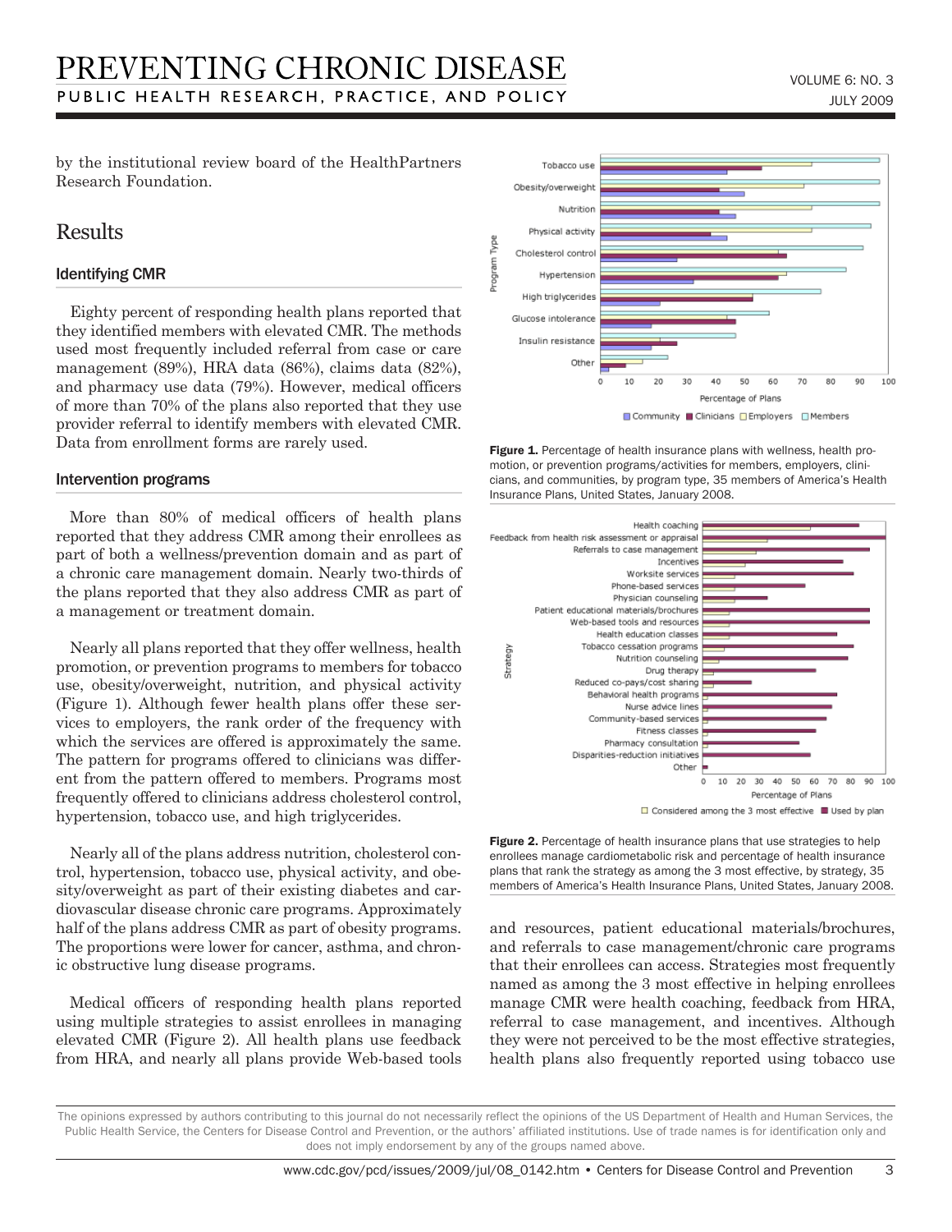by the institutional review board of the HealthPartners Research Foundation.

## Results

### Identifying CMR

Eighty percent of responding health plans reported that they identified members with elevated CMR. The methods used most frequently included referral from case or care management (89%), HRA data (86%), claims data (82%), and pharmacy use data (79%). However, medical officers of more than 70% of the plans also reported that they use provider referral to identify members with elevated CMR. Data from enrollment forms are rarely used.

### Intervention programs

More than 80% of medical officers of health plans reported that they address CMR among their enrollees as part of both a wellness/prevention domain and as part of a chronic care management domain. Nearly two-thirds of the plans reported that they also address CMR as part of a management or treatment domain.

Nearly all plans reported that they offer wellness, health promotion, or prevention programs to members for tobacco use, obesity/overweight, nutrition, and physical activity (Figure 1). Although fewer health plans offer these services to employers, the rank order of the frequency with which the services are offered is approximately the same. The pattern for programs offered to clinicians was different from the pattern offered to members. Programs most frequently offered to clinicians address cholesterol control, hypertension, tobacco use, and high triglycerides.

Nearly all of the plans address nutrition, cholesterol control, hypertension, tobacco use, physical activity, and obesity/overweight as part of their existing diabetes and cardiovascular disease chronic care programs. Approximately half of the plans address CMR as part of obesity programs. The proportions were lower for cancer, asthma, and chronic obstructive lung disease programs.

Medical officers of responding health plans reported using multiple strategies to assist enrollees in managing elevated CMR (Figure 2). All health plans use feedback from HRA, and nearly all plans provide Web-based tools and resources, patient educational materials/brochures, and referrals to case management/chronic care programs that their enrollees can access. Strategies most frequently named as among the 3 most effective in helping enrollees manage CMR were health coaching, feedback from HRA, referral to case management, and incentives. Although they were not perceived to be the most effective strategies, health plans also frequently reported using tobacco use

**Figure 1.** Percentage of health insurance plans with wellness, health promotion, or prevention programs/activities for members, employers, clinicians, and communities, by program type, 35 members of America's Health Insurance Plans, United States, January 2008.

**Figure 2.** Percentage of health insurance plans that use strategies to help enrollees manage cardiometabolic risk and percentage of health insurance plans that rank the strategy as among the 3 most effective, by strategy, 35 members of America's Health Insurance Plans, United States, January 2008.

The opinions expressed by authors contributing to this journal do not necessarily reflect the opinions of the US Department of Health and Human Services, the Public Health Service, the Centers for Disease Control and Prevention, or the authors' affiliated institutions. Use of trade names is for identification only and does not imply endorsement by any of the groups named above.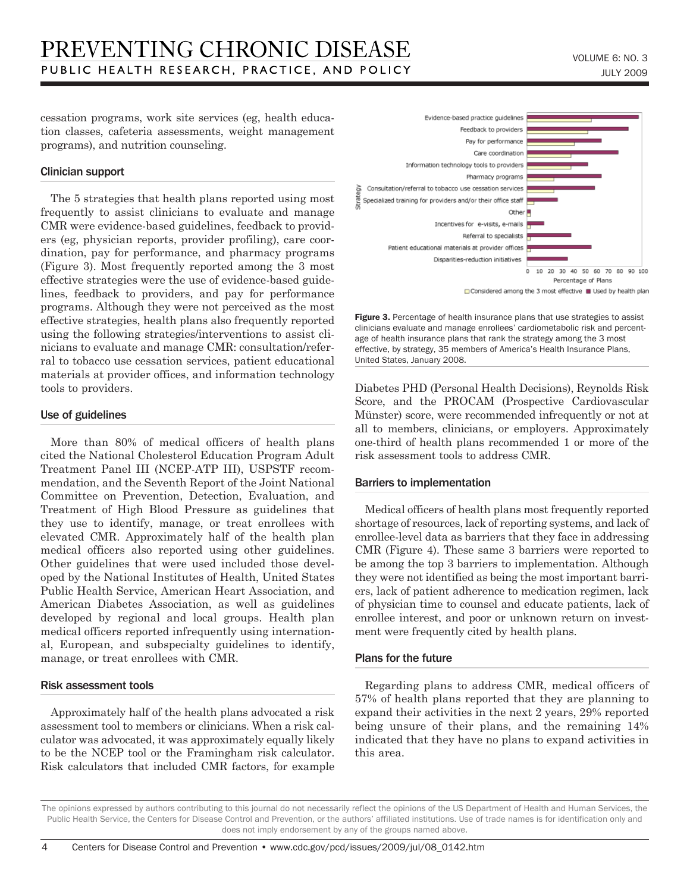cessation programs, work site services (eg, health education classes, cafeteria assessments, weight management programs), and nutrition counseling.

### Clinician support

The 5 strategies that health plans reported using most frequently to assist clinicians to evaluate and manage CMR were evidence-based guidelines, feedback to providers (eg, physician reports, provider profiling), care coordination, pay for performance, and pharmacy programs (Figure 3). Most frequently reported among the 3 most effective strategies were the use of evidence-based guidelines, feedback to providers, and pay for performance programs. Although they were not perceived as the most effective strategies, health plans also frequently reported using the following strategies/interventions to assist clinicians to evaluate and manage CMR: consultation/referral to tobacco use cessation services, patient educational materials at provider offices, and information technology tools to providers.

### Use of guidelines

More than 80% of medical officers of health plans cited the National Cholesterol Education Program Adult Treatment Panel III (NCEP-ATP III), USPSTF recommendation, and the Seventh Report of the Joint National Committee on Prevention, Detection, Evaluation, and Treatment of High Blood Pressure as guidelines that they use to identify, manage, or treat enrollees with elevated CMR. Approximately half of the health plan medical officers also reported using other guidelines. Other guidelines that were used included those developed by the National Institutes of Health, United States Public Health Service, American Heart Association, and American Diabetes Association, as well as guidelines developed by regional and local groups. Health plan medical officers reported infrequently using international, European, and subspecialty guidelines to identify, manage, or treat enrollees with CMR.

### Risk assessment tools

Approximately half of the health plans advocated a risk assessment tool to members or clinicians. When a risk calculator was advocated, it was approximately equally likely to be the NCEP tool or the Framingham risk calculator. Risk calculators that included CMR factors, for example Diabetes PHD (Personal Health Decisions), Reynolds Risk Score, and the PROCAM (Prospective Cardiovascular Münster) score, were recommended infrequently or not at all to members, clinicians, or employers. Approximately one-third of health plans recommended 1 or more of the risk assessment tools to address CMR.

**Figure 3.** Percentage of health insurance plans that use strategies to assist clinicians evaluate and manage enrollees' cardiometabolic risk and percentage of health insurance plans that rank the strategy among the 3 most effective, by strategy, 35 members of America's Health Insurance Plans, United States, January 2008.

### Barriers to implementation

Medical officers of health plans most frequently reported shortage of resources, lack of reporting systems, and lack of enrollee-level data as barriers that they face in addressing CMR (Figure 4). These same 3 barriers were reported to be among the top 3 barriers to implementation. Although they were not identified as being the most important barriers, lack of patient adherence to medication regimen, lack of physician time to counsel and educate patients, lack of enrollee interest, and poor or unknown return on investment were frequently cited by health plans.

### Plans for the future

Regarding plans to address CMR, medical officers of 57% of health plans reported that they are planning to expand their activities in the next 2 years, 29% reported being unsure of their plans, and the remaining 14% indicated that they have no plans to expand activities in this area.

The opinions expressed by authors contributing to this journal do not necessarily reflect the opinions of the US Department of Health and Human Services, the Public Health Service, the Centers for Disease Control and Prevention, or the authors' affiliated institutions. Use of trade names is for identification only and does not imply endorsement by any of the groups named above.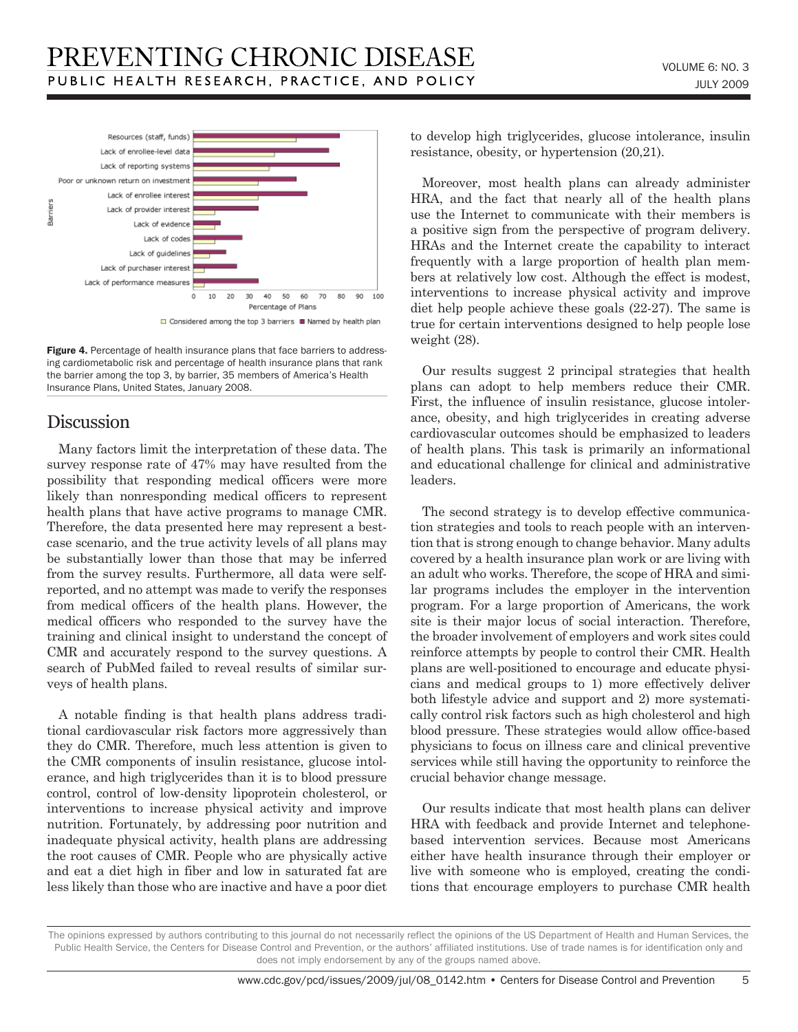Figure 4. Percentage of health insurance plans that face barriers to addressing cardiometabolic risk and percentage of health insurance plans that rank the barrier among the top 3, by barrier, 35 members of America's Health Insurance Plans, United States, January 2008.

## Discussion

Many factors limit the interpretation of these data. The survey response rate of 47% may have resulted from the possibility that responding medical officers were more likely than nonresponding medical officers to represent health plans that have active programs to manage CMR. Therefore, the data presented here may represent a best-case scenario, and the true activity levels of all plans may be substantially lower than those that may be inferred from the survey results. Furthermore, all data were self-reported, and no attempt was made to verify the responses from medical officers of the health plans. However, the medical officers who responded to the survey have the training and clinical insight to understand the concept of CMR and accurately respond to the survey questions. A search of PubMed failed to reveal results of similar surveys of health plans.

A notable finding is that health plans address traditional cardiovascular risk factors more aggressively than they do CMR. Therefore, much less attention is given to the CMR components of insulin resistance, glucose intolerance, and high triglycerides than it is to blood pressure control, control of low-density lipoprotein cholesterol, or interventions to increase physical activity and improve nutrition. Fortunately, by addressing poor nutrition and inadequate physical activity, health plans are addressing the root causes of CMR. People who are physically active and eat a diet high in fiber and low in saturated fat are less likely than those who are inactive and have a poor diet to develop high triglycerides, glucose intolerance, insulin resistance, obesity, or hypertension (20,21).

Moreover, most health plans can already administer HRA, and the fact that nearly all of the health plans use the Internet to communicate with their members is a positive sign from the perspective of program delivery. HRAs and the Internet create the capability to interact frequently with a large proportion of health plan members at relatively low cost. Although the effect is modest, interventions to increase physical activity and improve diet help people achieve these goals (22-27). The same is true for certain interventions designed to help people lose weight (28).

Our results suggest 2 principal strategies that health plans can adopt to help members reduce their CMR. First, the influence of insulin resistance, glucose intolerance, obesity, and high triglycerides in creating adverse cardiovascular outcomes should be emphasized to leaders of health plans. This task is primarily an informational and educational challenge for clinical and administrative leaders.

The second strategy is to develop effective communication strategies and tools to reach people with an intervention that is strong enough to change behavior. Many adults covered by a health insurance plan work or are living with an adult who works. Therefore, the scope of HRA and similar programs includes the employer in the intervention program. For a large proportion of Americans, the work site is their major locus of social interaction. Therefore, the broader involvement of employers and work sites could reinforce attempts by people to control their CMR. Health plans are well-positioned to encourage and educate physicians and medical groups to 1) more effectively deliver both lifestyle advice and support and 2) more systematically control risk factors such as high cholesterol and high blood pressure. These strategies would allow office-based physicians to focus on illness care and clinical preventive services while still having the opportunity to reinforce the crucial behavior change message.

Our results indicate that most health plans can deliver HRA with feedback and provide Internet and telephone-based intervention services. Because most Americans either have health insurance through their employer or live with someone who is employed, creating the conditions that encourage employers to purchase CMR health

The opinions expressed by authors contributing to this journal do not necessarily reflect the opinions of the US Department of Health and Human Services, the Public Health Service, the Centers for Disease Control and Prevention, or the authors' affiliated institutions. Use of trade names is for identification only and does not imply endorsement by any of the groups named above.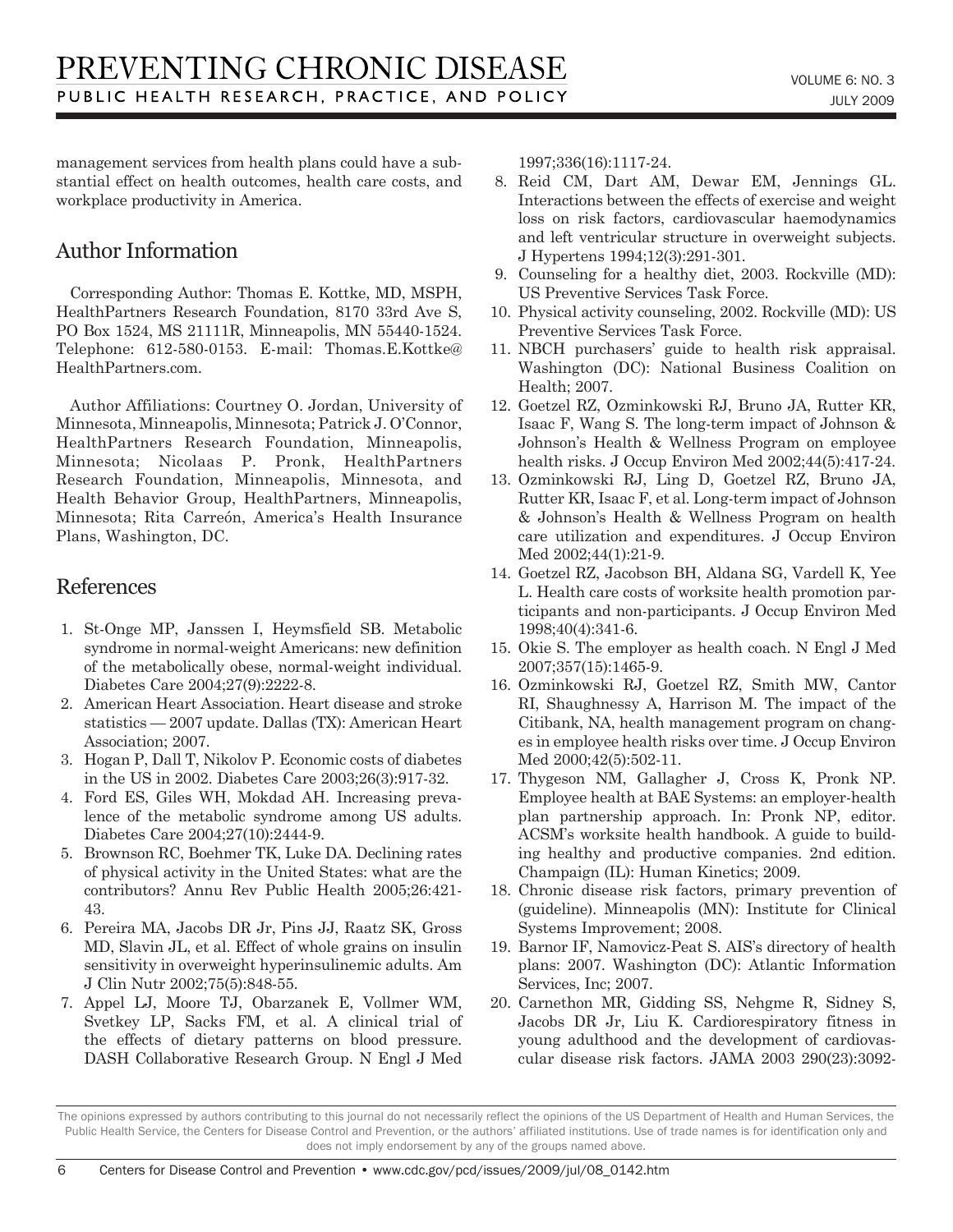management services from health plans could have a substantial effect on health outcomes, health care costs, and workplace productivity in America.

## Author Information

Corresponding Author: Thomas E. Kottke, MD, MSPH, HealthPartners Research Foundation, 8170 33rd Ave S, PO Box 1524, MS 21111R, Minneapolis, MN 55440-1524. Telephone: 612-580-0153. E-mail: Thomas.E.Kottke@HealthPartners.com.

Author Affiliations: Courtney O. Jordan, University of Minnesota, Minneapolis, Minnesota; Patrick J. O'Connor, HealthPartners Research Foundation, Minneapolis, Minnesota; Nicolaas P. Pronk, HealthPartners Research Foundation, Minneapolis, Minnesota, and Health Behavior Group, HealthPartners, Minneapolis, Minnesota; Rita Carreón, America's Health Insurance Plans, Washington, DC.

## References

1. St-Onge MP, Janssen I, Heymsfield SB. Metabolic syndrome in normal-weight Americans: new definition of the metabolically obese, normal-weight individual. Diabetes Care 2004;27(9):2222-8.
2. American Heart Association. Heart disease and stroke statistics — 2007 update. Dallas (TX): American Heart Association; 2007.
3. Hogan P, Dall T, Nikolov P. Economic costs of diabetes in the US in 2002. Diabetes Care 2003;26(3):917-32.
4. Ford ES, Giles WH, Mokdad AH. Increasing prevalence of the metabolic syndrome among US adults. Diabetes Care 2004;27(10):2444-9.
5. Brownson RC, Boehmer TK, Luke DA. Declining rates of physical activity in the United States: what are the contributors? Annu Rev Public Health 2005;26:421-43.
6. Pereira MA, Jacobs DR Jr, Pins JJ, Raatz SK, Gross MD, Slavin JL, et al. Effect of whole grains on insulin sensitivity in overweight hyperinsulinemic adults. Am J Clin Nutr 2002;75(5):848-55.
7. Appel LJ, Moore TJ, Obarzanek E, Vollmer WM, Svetkey LP, Sacks FM, et al. A clinical trial of the effects of dietary patterns on blood pressure. DASH Collaborative Research Group. N Engl J Med 1997;336(16):1117-24.
8. Reid CM, Dart AM, Dewar EM, Jennings GL. Interactions between the effects of exercise and weight loss on risk factors, cardiovascular haemodynamics and left ventricular structure in overweight subjects. J Hypertens 1994;12(3):291-301.
9. Counseling for a healthy diet, 2003. Rockville (MD): US Preventive Services Task Force.
10. Physical activity counseling, 2002. Rockville (MD): US Preventive Services Task Force.
11. NBCH purchasers' guide to health risk appraisal. Washington (DC): National Business Coalition on Health; 2007.
12. Goetzel RZ, Ozminkowski RJ, Bruno JA, Rutter KR, Isaac F, Wang S. The long-term impact of Johnson & Johnson's Health & Wellness Program on employee health risks. J Occup Environ Med 2002;44(5):417-24.
13. Ozminkowski RJ, Ling D, Goetzel RZ, Bruno JA, Rutter KR, Isaac F, et al. Long-term impact of Johnson & Johnson's Health & Wellness Program on health care utilization and expenditures. J Occup Environ Med 2002;44(1):21-9.
14. Goetzel RZ, Jacobson BH, Aldana SG, Vardell K, Yee L. Health care costs of worksite health promotion participants and non-participants. J Occup Environ Med 1998;40(4):341-6.
15. Okie S. The employer as health coach. N Engl J Med 2007;357(15):1465-9.
16. Ozminkowski RJ, Goetzel RZ, Smith MW, Cantor RI, Shaughnessy A, Harrison M. The impact of the Citibank, NA, health management program on changes in employee health risks over time. J Occup Environ Med 2000;42(5):502-11.
17. Thygeson NM, Gallagher J, Cross K, Pronk NP. Employee health at BAE Systems: an employer-health plan partnership approach. In: Pronk NP, editor. ACSM's worksite health handbook. A guide to building healthy and productive companies. 2nd edition. Champaign (IL): Human Kinetics; 2009.
18. Chronic disease risk factors, primary prevention of (guideline). Minneapolis (MN): Institute for Clinical Systems Improvement; 2008.
19. Barnor IF, Namovicz-Peat S. AIS's directory of health plans: 2007. Washington (DC): Atlantic Information Services, Inc; 2007.
20. Carnethon MR, Gidding SS, Nehgme R, Sidney S, Jacobs DR Jr, Liu K. Cardiorespiratory fitness in young adulthood and the development of cardiovascular disease risk factors. JAMA 2003 290(23):3092-

The opinions expressed by authors contributing to this journal do not necessarily reflect the opinions of the US Department of Health and Human Services, the Public Health Service, the Centers for Disease Control and Prevention, or the authors' affiliated institutions. Use of trade names is for identification only and does not imply endorsement by any of the groups named above.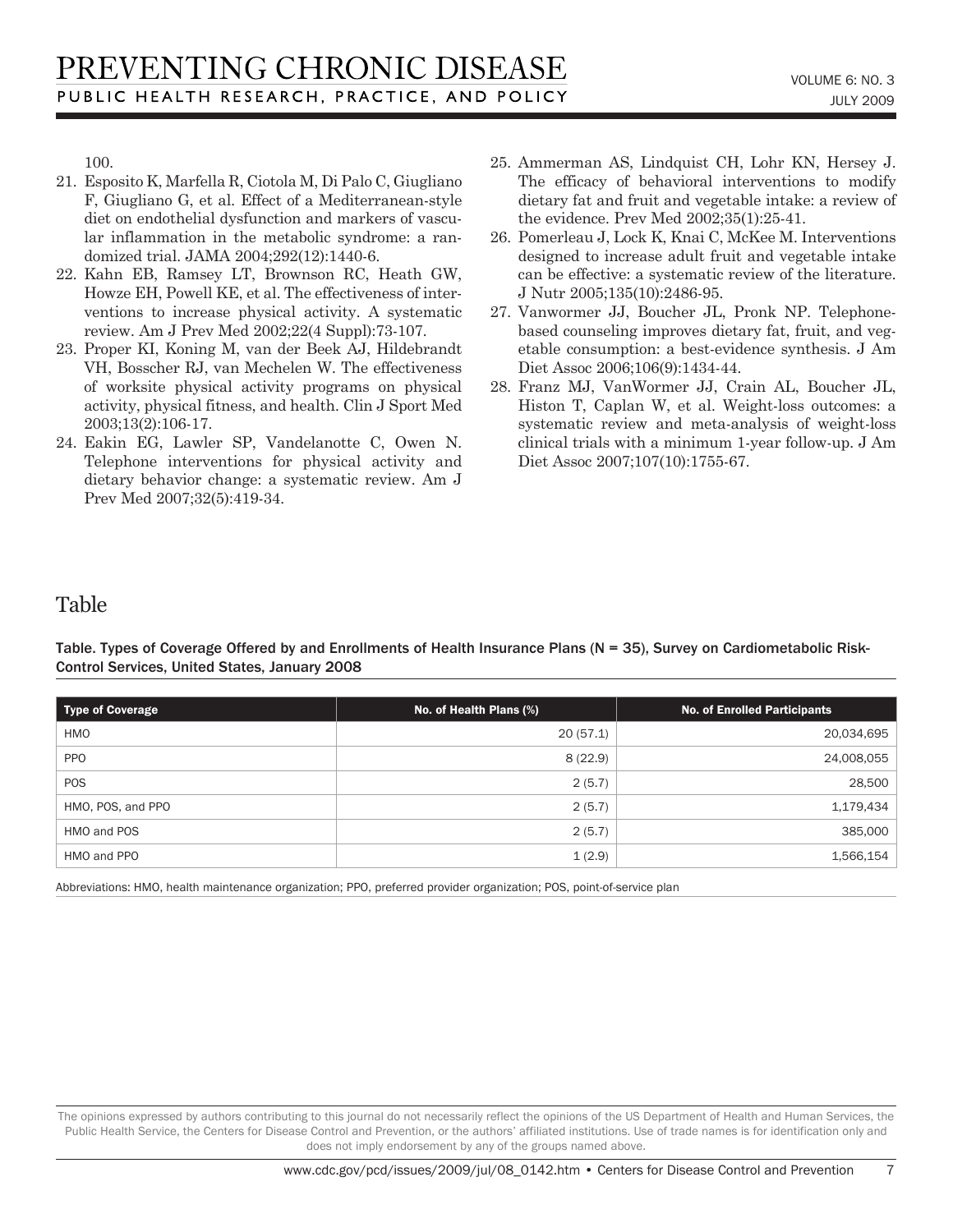100.

21. Esposito K, Marfella R, Ciotola M, Di Palo C, Giugliano F, Giugliano G, et al. Effect of a Mediterranean-style diet on endothelial dysfunction and markers of vascular inflammation in the metabolic syndrome: a randomized trial. JAMA 2004;292(12):1440-6.
22. Kahn EB, Ramsey LT, Brownson RC, Heath GW, Howze EH, Powell KE, et al. The effectiveness of interventions to increase physical activity. A systematic review. Am J Prev Med 2002;22(4 Suppl):73-107.
23. Proper KI, Koning M, van der Beek AJ, Hildebrandt VH, Bosscher RJ, van Mechelen W. The effectiveness of worksite physical activity programs on physical activity, physical fitness, and health. Clin J Sport Med 2003;13(2):106-17.
24. Eakin EG, Lawler SP, Vandelanotte C, Owen N. Telephone interventions for physical activity and dietary behavior change: a systematic review. Am J Prev Med 2007;32(5):419-34.
25. Ammerman AS, Lindquist CH, Lohr KN, Hersey J. The efficacy of behavioral interventions to modify dietary fat and fruit and vegetable intake: a review of the evidence. Prev Med 2002;35(1):25-41.
26. Pomerleau J, Lock K, Knai C, McKee M. Interventions designed to increase adult fruit and vegetable intake can be effective: a systematic review of the literature. J Nutr 2005;135(10):2486-95.
27. Vanwormer JJ, Boucher JL, Pronk NP. Telephone-based counseling improves dietary fat, fruit, and vegetable consumption: a best-evidence synthesis. J Am Diet Assoc 2006;106(9):1434-44.
28. Franz MJ, VanWormer JJ, Crain AL, Boucher JL, Histon T, Caplan W, et al. Weight-loss outcomes: a systematic review and meta-analysis of weight-loss clinical trials with a minimum 1-year follow-up. J Am Diet Assoc 2007;107(10):1755-67.

## Table

Table. Types of Coverage Offered by and Enrollments of Health Insurance Plans (N = 35), Survey on Cardiometabolic Risk-Control Services, United States, January 2008

| Type of Coverage | No. of Health Plans (%) | No. of Enrolled Participants |
|---|---|---|
| HMO | 20 (57.1) | 20,034,695 |
| PPO | 8 (22.9) | 24,008,055 |
| POS | 2 (5.7) | 28,500 |
| HMO, POS, and PPO | 2 (5.7) | 1,179,434 |
| HMO and POS | 2 (5.7) | 385,000 |
| HMO and PPO | 1 (2.9) | 1,566,154 |

Abbreviations: HMO, health maintenance organization; PPO, preferred provider organization; POS, point-of-service plan

The opinions expressed by authors contributing to this journal do not necessarily reflect the opinions of the US Department of Health and Human Services, the Public Health Service, the Centers for Disease Control and Prevention, or the authors' affiliated institutions. Use of trade names is for identification only and does not imply endorsement by any of the groups named above.